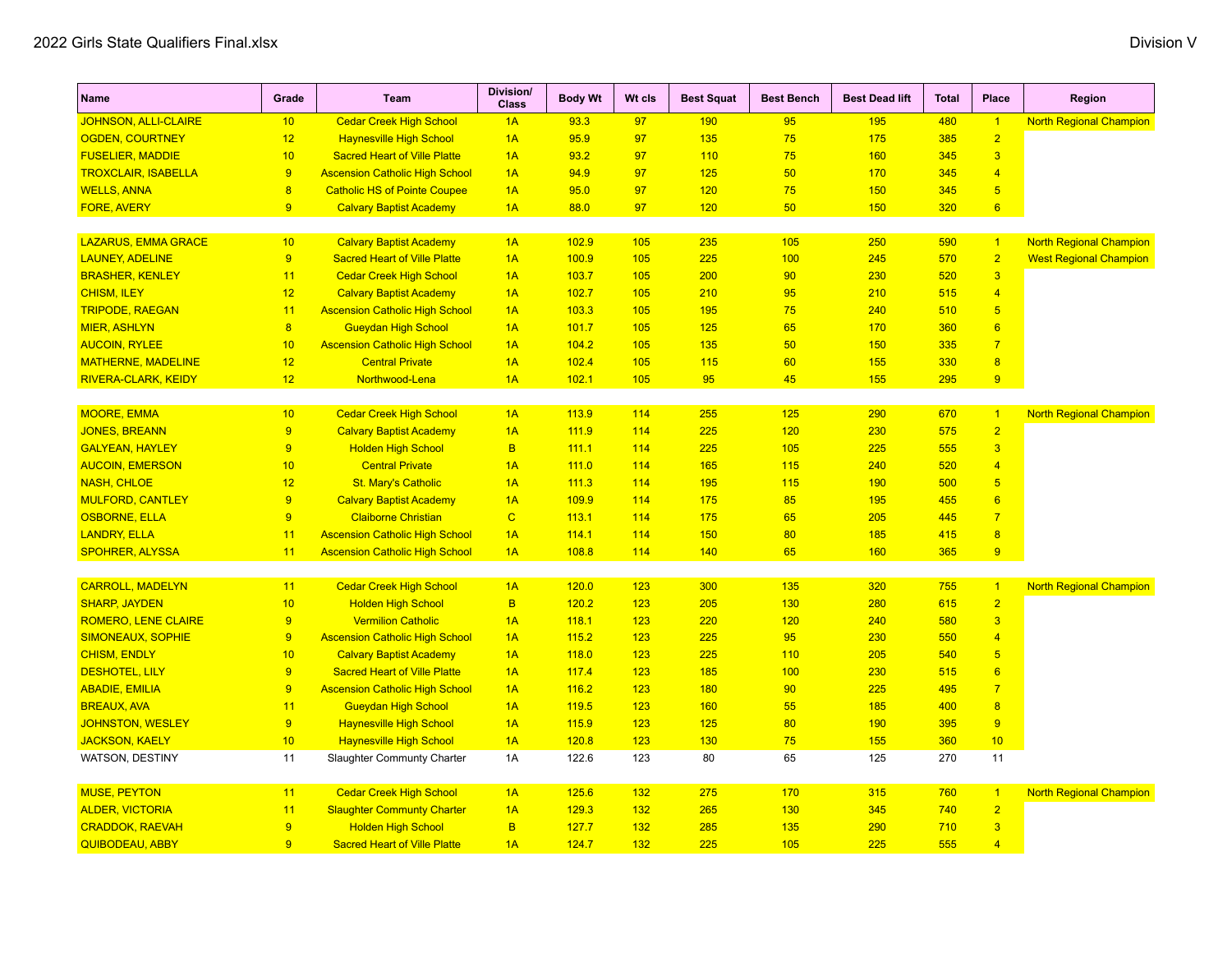2022 Girls State Qualifiers Final.xlsx

Division V

| Name | Grade | Team | Division/ Class | Body Wt | Wt cls | Best Squat | Best Bench | Best Dead lift | Total | Place | Region |
|---|---|---|---|---|---|---|---|---|---|---|---|
| JOHNSON, ALLI-CLAIRE | 10 | Cedar Creek High School | 1A | 93.3 | 97 | 190 | 95 | 195 | 480 | 1 | North Regional Champion |
| OGDEN, COURTNEY | 12 | Haynesville High School | 1A | 95.9 | 97 | 135 | 75 | 175 | 385 | 2 | |
| FUSELIER, MADDIE | 10 | Sacred Heart of Ville Platte | 1A | 93.2 | 97 | 110 | 75 | 160 | 345 | 3 | |
| TROXCLAIR, ISABELLA | 9 | Ascension Catholic High School | 1A | 94.9 | 97 | 125 | 50 | 170 | 345 | 4 | |
| WELLS, ANNA | 8 | Catholic HS of Pointe Coupee | 1A | 95.0 | 97 | 120 | 75 | 150 | 345 | 5 | |
| FORE, AVERY | 9 | Calvary Baptist Academy | 1A | 88.0 | 97 | 120 | 50 | 150 | 320 | 6 | |
| | | | | | | | | | | | |
| LAZARUS, EMMA GRACE | 10 | Calvary Baptist Academy | 1A | 102.9 | 105 | 235 | 105 | 250 | 590 | 1 | North Regional Champion |
| LAUNEY, ADELINE | 9 | Sacred Heart of Ville Platte | 1A | 100.9 | 105 | 225 | 100 | 245 | 570 | 2 | West Regional Champion |
| BRASHER, KENLEY | 11 | Cedar Creek High School | 1A | 103.7 | 105 | 200 | 90 | 230 | 520 | 3 | |
| CHISM, ILEY | 12 | Calvary Baptist Academy | 1A | 102.7 | 105 | 210 | 95 | 210 | 515 | 4 | |
| TRIPODE, RAEGAN | 11 | Ascension Catholic High School | 1A | 103.3 | 105 | 195 | 75 | 240 | 510 | 5 | |
| MIER, ASHLYN | 8 | Gueydan High School | 1A | 101.7 | 105 | 125 | 65 | 170 | 360 | 6 | |
| AUCOIN, RYLEE | 10 | Ascension Catholic High School | 1A | 104.2 | 105 | 135 | 50 | 150 | 335 | 7 | |
| MATHERNE, MADELINE | 12 | Central Private | 1A | 102.4 | 105 | 115 | 60 | 155 | 330 | 8 | |
| RIVERA-CLARK, KEIDY | 12 | Northwood-Lena | 1A | 102.1 | 105 | 95 | 45 | 155 | 295 | 9 | |
| | | | | | | | | | | | |
| MOORE, EMMA | 10 | Cedar Creek High School | 1A | 113.9 | 114 | 255 | 125 | 290 | 670 | 1 | North Regional Champion |
| JONES, BREANN | 9 | Calvary Baptist Academy | 1A | 111.9 | 114 | 225 | 120 | 230 | 575 | 2 | |
| GALYEAN, HAYLEY | 9 | Holden High School | B | 111.1 | 114 | 225 | 105 | 225 | 555 | 3 | |
| AUCOIN, EMERSON | 10 | Central Private | 1A | 111.0 | 114 | 165 | 115 | 240 | 520 | 4 | |
| NASH, CHLOE | 12 | St. Mary's Catholic | 1A | 111.3 | 114 | 195 | 115 | 190 | 500 | 5 | |
| MULFORD, CANTLEY | 9 | Calvary Baptist Academy | 1A | 109.9 | 114 | 175 | 85 | 195 | 455 | 6 | |
| OSBORNE, ELLA | 9 | Claiborne Christian | C | 113.1 | 114 | 175 | 65 | 205 | 445 | 7 | |
| LANDRY, ELLA | 11 | Ascension Catholic High School | 1A | 114.1 | 114 | 150 | 80 | 185 | 415 | 8 | |
| SPOHRER, ALYSSA | 11 | Ascension Catholic High School | 1A | 108.8 | 114 | 140 | 65 | 160 | 365 | 9 | |
| | | | | | | | | | | | |
| CARROLL, MADELYN | 11 | Cedar Creek High School | 1A | 120.0 | 123 | 300 | 135 | 320 | 755 | 1 | North Regional Champion |
| SHARP, JAYDEN | 10 | Holden High School | B | 120.2 | 123 | 205 | 130 | 280 | 615 | 2 | |
| ROMERO, LENE CLAIRE | 9 | Vermilion Catholic | 1A | 118.1 | 123 | 220 | 120 | 240 | 580 | 3 | |
| SIMONEAUX, SOPHIE | 9 | Ascension Catholic High School | 1A | 115.2 | 123 | 225 | 95 | 230 | 550 | 4 | |
| CHISM, ENDLY | 10 | Calvary Baptist Academy | 1A | 118.0 | 123 | 225 | 110 | 205 | 540 | 5 | |
| DESHOTEL, LILY | 9 | Sacred Heart of Ville Platte | 1A | 117.4 | 123 | 185 | 100 | 230 | 515 | 6 | |
| ABADIE, EMILIA | 9 | Ascension Catholic High School | 1A | 116.2 | 123 | 180 | 90 | 225 | 495 | 7 | |
| BREAUX, AVA | 11 | Gueydan High School | 1A | 119.5 | 123 | 160 | 55 | 185 | 400 | 8 | |
| JOHNSTON, WESLEY | 9 | Haynesville High School | 1A | 115.9 | 123 | 125 | 80 | 190 | 395 | 9 | |
| JACKSON, KAELY | 10 | Haynesville High School | 1A | 120.8 | 123 | 130 | 75 | 155 | 360 | 10 | |
| WATSON, DESTINY | 11 | Slaughter Communty Charter | 1A | 122.6 | 123 | 80 | 65 | 125 | 270 | 11 | |
| | | | | | | | | | | | |
| MUSE, PEYTON | 11 | Cedar Creek High School | 1A | 125.6 | 132 | 275 | 170 | 315 | 760 | 1 | North Regional Champion |
| ALDER, VICTORIA | 11 | Slaughter Community Charter | 1A | 129.3 | 132 | 265 | 130 | 345 | 740 | 2 | |
| CRADDOK, RAEVAH | 9 | Holden High School | B | 127.7 | 132 | 285 | 135 | 290 | 710 | 3 | |
| QUIBODEAU, ABBY | 9 | Sacred Heart of Ville Platte | 1A | 124.7 | 132 | 225 | 105 | 225 | 555 | 4 | |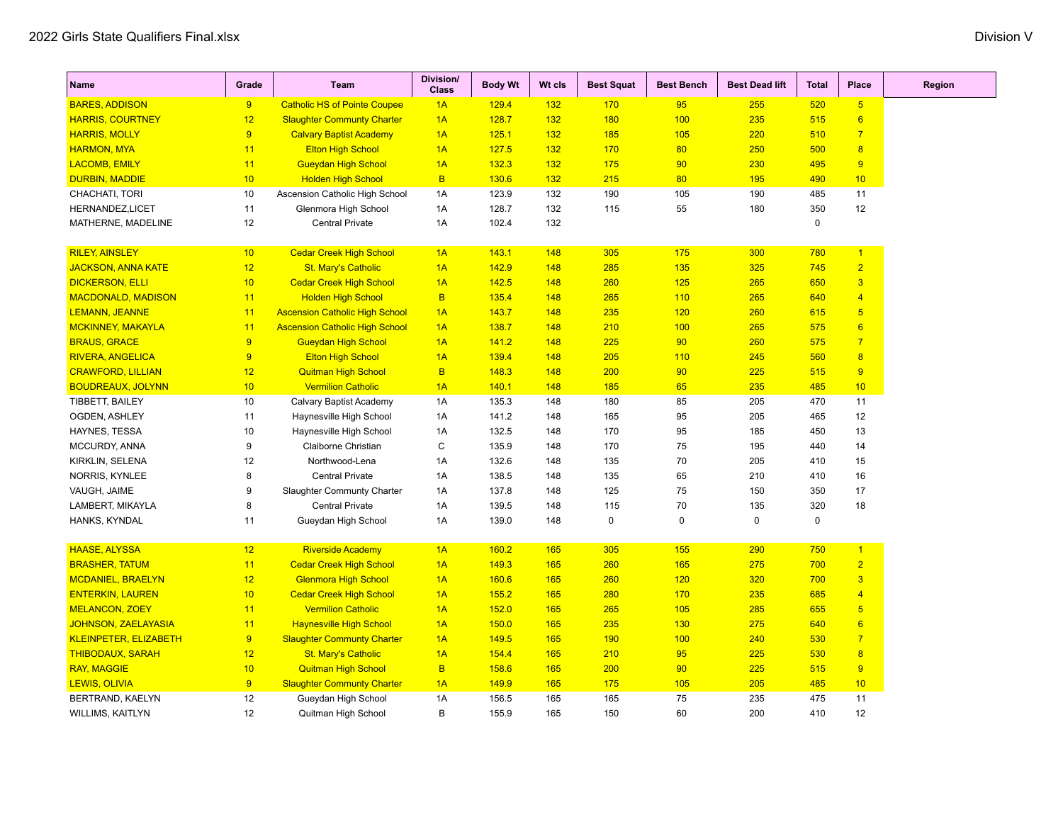2022 Girls State Qualifiers Final.xlsx

Division V

| Name | Grade | Team | Division/ Class | Body Wt | Wt cls | Best Squat | Best Bench | Best Dead lift | Total | Place | Region |
|---|---|---|---|---|---|---|---|---|---|---|---|
| BARES, ADDISON | 9 | Catholic HS of Pointe Coupee | 1A | 129.4 | 132 | 170 | 95 | 255 | 520 | 5 | |
| HARRIS, COURTNEY | 12 | Slaughter Community Charter | 1A | 128.7 | 132 | 180 | 100 | 235 | 515 | 6 | |
| HARRIS, MOLLY | 9 | Calvary Baptist Academy | 1A | 125.1 | 132 | 185 | 105 | 220 | 510 | 7 | |
| HARMON, MYA | 11 | Elton High School | 1A | 127.5 | 132 | 170 | 80 | 250 | 500 | 8 | |
| LACOMB, EMILY | 11 | Gueydan High School | 1A | 132.3 | 132 | 175 | 90 | 230 | 495 | 9 | |
| DURBIN, MADDIE | 10 | Holden High School | B | 130.6 | 132 | 215 | 80 | 195 | 490 | 10 | |
| CHACHATI, TORI | 10 | Ascension Catholic High School | 1A | 123.9 | 132 | 190 | 105 | 190 | 485 | 11 | |
| HERNANDEZ,LICET | 11 | Glenmora High School | 1A | 128.7 | 132 | 115 | 55 | 180 | 350 | 12 | |
| MATHERNE, MADELINE | 12 | Central Private | 1A | 102.4 | 132 | | | | 0 | | |
| | | | | | | | | | | | |
| RILEY, AINSLEY | 10 | Cedar Creek High School | 1A | 143.1 | 148 | 305 | 175 | 300 | 780 | 1 | |
| JACKSON, ANNA KATE | 12 | St. Mary's Catholic | 1A | 142.9 | 148 | 285 | 135 | 325 | 745 | 2 | |
| DICKERSON, ELLI | 10 | Cedar Creek High School | 1A | 142.5 | 148 | 260 | 125 | 265 | 650 | 3 | |
| MACDONALD, MADISON | 11 | Holden High School | B | 135.4 | 148 | 265 | 110 | 265 | 640 | 4 | |
| LEMANN, JEANNE | 11 | Ascension Catholic High School | 1A | 143.7 | 148 | 235 | 120 | 260 | 615 | 5 | |
| MCKINNEY, MAKAYLA | 11 | Ascension Catholic High School | 1A | 138.7 | 148 | 210 | 100 | 265 | 575 | 6 | |
| BRAUS, GRACE | 9 | Gueydan High School | 1A | 141.2 | 148 | 225 | 90 | 260 | 575 | 7 | |
| RIVERA, ANGELICA | 9 | Elton High School | 1A | 139.4 | 148 | 205 | 110 | 245 | 560 | 8 | |
| CRAWFORD, LILLIAN | 12 | Quitman High School | B | 148.3 | 148 | 200 | 90 | 225 | 515 | 9 | |
| BOUDREAUX, JOLYNN | 10 | Vermilion Catholic | 1A | 140.1 | 148 | 185 | 65 | 235 | 485 | 10 | |
| TIBBETT, BAILEY | 10 | Calvary Baptist Academy | 1A | 135.3 | 148 | 180 | 85 | 205 | 470 | 11 | |
| OGDEN, ASHLEY | 11 | Haynesville High School | 1A | 141.2 | 148 | 165 | 95 | 205 | 465 | 12 | |
| HAYNES, TESSA | 10 | Haynesville High School | 1A | 132.5 | 148 | 170 | 95 | 185 | 450 | 13 | |
| MCCURDY, ANNA | 9 | Claiborne Christian | C | 135.9 | 148 | 170 | 75 | 195 | 440 | 14 | |
| KIRKLIN, SELENA | 12 | Northwood-Lena | 1A | 132.6 | 148 | 135 | 70 | 205 | 410 | 15 | |
| NORRIS, KYNLEE | 8 | Central Private | 1A | 138.5 | 148 | 135 | 65 | 210 | 410 | 16 | |
| VAUGH, JAIME | 9 | Slaughter Community Charter | 1A | 137.8 | 148 | 125 | 75 | 150 | 350 | 17 | |
| LAMBERT, MIKAYLA | 8 | Central Private | 1A | 139.5 | 148 | 115 | 70 | 135 | 320 | 18 | |
| HANKS, KYNDAL | 11 | Gueydan High School | 1A | 139.0 | 148 | 0 | 0 | 0 | 0 | | |
| | | | | | | | | | | | |
| HAASE, ALYSSA | 12 | Riverside Academy | 1A | 160.2 | 165 | 305 | 155 | 290 | 750 | 1 | |
| BRASHER, TATUM | 11 | Cedar Creek High School | 1A | 149.3 | 165 | 260 | 165 | 275 | 700 | 2 | |
| MCDANIEL, BRAELYN | 12 | Glenmora High School | 1A | 160.6 | 165 | 260 | 120 | 320 | 700 | 3 | |
| ENTERKIN, LAUREN | 10 | Cedar Creek High School | 1A | 155.2 | 165 | 280 | 170 | 235 | 685 | 4 | |
| MELANCON, ZOEY | 11 | Vermilion Catholic | 1A | 152.0 | 165 | 265 | 105 | 285 | 655 | 5 | |
| JOHNSON, ZAELAYASIA | 11 | Haynesville High School | 1A | 150.0 | 165 | 235 | 130 | 275 | 640 | 6 | |
| KLEINPETER, ELIZABETH | 9 | Slaughter Community Charter | 1A | 149.5 | 165 | 190 | 100 | 240 | 530 | 7 | |
| THIBODAUX, SARAH | 12 | St. Mary's Catholic | 1A | 154.4 | 165 | 210 | 95 | 225 | 530 | 8 | |
| RAY, MAGGIE | 10 | Quitman High School | B | 158.6 | 165 | 200 | 90 | 225 | 515 | 9 | |
| LEWIS, OLIVIA | 9 | Slaughter Community Charter | 1A | 149.9 | 165 | 175 | 105 | 205 | 485 | 10 | |
| BERTRAND, KAELYN | 12 | Gueydan High School | 1A | 156.5 | 165 | 165 | 75 | 235 | 475 | 11 | |
| WILLIMS, KAITLYN | 12 | Quitman High School | B | 155.9 | 165 | 150 | 60 | 200 | 410 | 12 | |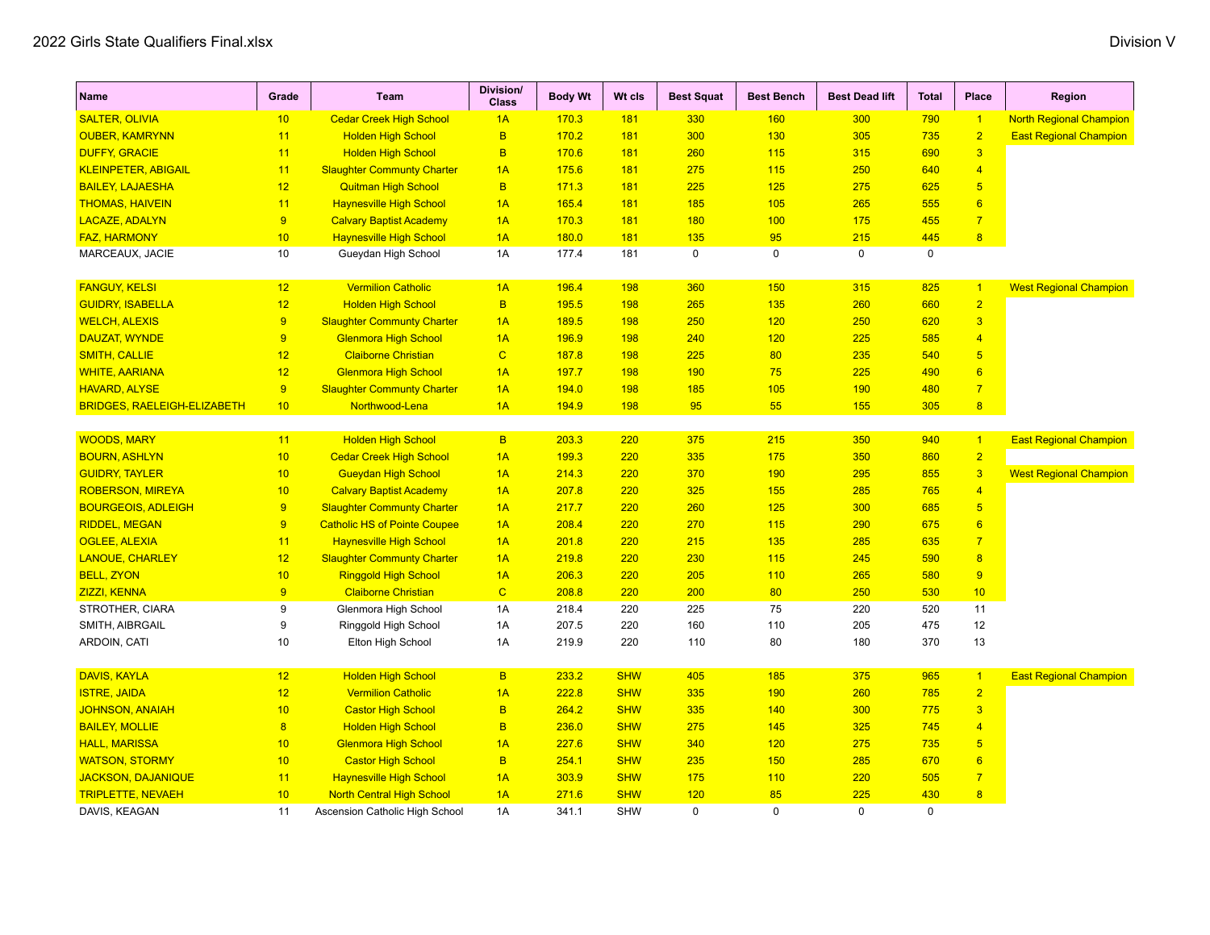| Name | Grade | Team | Division/ Class | Body Wt | Wt cls | Best Squat | Best Bench | Best Dead lift | Total | Place | Region |
|---|---|---|---|---|---|---|---|---|---|---|---|
| SALTER, OLIVIA | 10 | Cedar Creek High School | 1A | 170.3 | 181 | 330 | 160 | 300 | 790 | 1 | North Regional Champion |
| OUBER, KAMRYNN | 11 | Holden High School | B | 170.2 | 181 | 300 | 130 | 305 | 735 | 2 | East Regional Champion |
| DUFFY, GRACIE | 11 | Holden High School | B | 170.6 | 181 | 260 | 115 | 315 | 690 | 3 | |
| KLEINPETER, ABIGAIL | 11 | Slaughter Communty Charter | 1A | 175.6 | 181 | 275 | 115 | 250 | 640 | 4 | |
| BAILEY, LAJAESHA | 12 | Quitman High School | B | 171.3 | 181 | 225 | 125 | 275 | 625 | 5 | |
| THOMAS, HAIVEIN | 11 | Haynesville High School | 1A | 165.4 | 181 | 185 | 105 | 265 | 555 | 6 | |
| LACAZE, ADALYN | 9 | Calvary Baptist Academy | 1A | 170.3 | 181 | 180 | 100 | 175 | 455 | 7 | |
| FAZ, HARMONY | 10 | Haynesville High School | 1A | 180.0 | 181 | 135 | 95 | 215 | 445 | 8 | |
| MARCEAUX, JACIE | 10 | Gueydan High School | 1A | 177.4 | 181 | 0 | 0 | 0 | 0 | | |
| | | | | | | | | | | | |
| FANGUY, KELSI | 12 | Vermilion Catholic | 1A | 196.4 | 198 | 360 | 150 | 315 | 825 | 1 | West Regional Champion |
| GUIDRY, ISABELLA | 12 | Holden High School | B | 195.5 | 198 | 265 | 135 | 260 | 660 | 2 | |
| WELCH, ALEXIS | 9 | Slaughter Communty Charter | 1A | 189.5 | 198 | 250 | 120 | 250 | 620 | 3 | |
| DAUZAT, WYNDE | 9 | Glenmora High School | 1A | 196.9 | 198 | 240 | 120 | 225 | 585 | 4 | |
| SMITH, CALLIE | 12 | Claiborne Christian | C | 187.8 | 198 | 225 | 80 | 235 | 540 | 5 | |
| WHITE, AARIANA | 12 | Glenmora High School | 1A | 197.7 | 198 | 190 | 75 | 225 | 490 | 6 | |
| HAVARD, ALYSE | 9 | Slaughter Communty Charter | 1A | 194.0 | 198 | 185 | 105 | 190 | 480 | 7 | |
| BRIDGES, RAELEIGH-ELIZABETH | 10 | Northwood-Lena | 1A | 194.9 | 198 | 95 | 55 | 155 | 305 | 8 | |
| | | | | | | | | | | | |
| WOODS, MARY | 11 | Holden High School | B | 203.3 | 220 | 375 | 215 | 350 | 940 | 1 | East Regional Champion |
| BOURN, ASHLYN | 10 | Cedar Creek High School | 1A | 199.3 | 220 | 335 | 175 | 350 | 860 | 2 | |
| GUIDRY, TAYLER | 10 | Gueydan High School | 1A | 214.3 | 220 | 370 | 190 | 295 | 855 | 3 | West Regional Champion |
| ROBERSON, MIREYA | 10 | Calvary Baptist Academy | 1A | 207.8 | 220 | 325 | 155 | 285 | 765 | 4 | |
| BOURGEOIS, ADLEIGH | 9 | Slaughter Communty Charter | 1A | 217.7 | 220 | 260 | 125 | 300 | 685 | 5 | |
| RIDDEL, MEGAN | 9 | Catholic HS of Pointe Coupee | 1A | 208.4 | 220 | 270 | 115 | 290 | 675 | 6 | |
| OGLEE, ALEXIA | 11 | Haynesville High School | 1A | 201.8 | 220 | 215 | 135 | 285 | 635 | 7 | |
| LANOUE, CHARLEY | 12 | Slaughter Communty Charter | 1A | 219.8 | 220 | 230 | 115 | 245 | 590 | 8 | |
| BELL, ZYON | 10 | Ringgold High School | 1A | 206.3 | 220 | 205 | 110 | 265 | 580 | 9 | |
| ZIZZI, KENNA | 9 | Claiborne Christian | C | 208.8 | 220 | 200 | 80 | 250 | 530 | 10 | |
| STROTHER, CIARA | 9 | Glenmora High School | 1A | 218.4 | 220 | 225 | 75 | 220 | 520 | 11 | |
| SMITH, AIBRGAIL | 9 | Ringgold High School | 1A | 207.5 | 220 | 160 | 110 | 205 | 475 | 12 | |
| ARDOIN, CATI | 10 | Elton High School | 1A | 219.9 | 220 | 110 | 80 | 180 | 370 | 13 | |
| | | | | | | | | | | | |
| DAVIS, KAYLA | 12 | Holden High School | B | 233.2 | SHW | 405 | 185 | 375 | 965 | 1 | East Regional Champion |
| ISTRE, JAIDA | 12 | Vermilion Catholic | 1A | 222.8 | SHW | 335 | 190 | 260 | 785 | 2 | |
| JOHNSON, ANAIAH | 10 | Castor High School | B | 264.2 | SHW | 335 | 140 | 300 | 775 | 3 | |
| BAILEY, MOLLIE | 8 | Holden High School | B | 236.0 | SHW | 275 | 145 | 325 | 745 | 4 | |
| HALL, MARISSA | 10 | Glenmora High School | 1A | 227.6 | SHW | 340 | 120 | 275 | 735 | 5 | |
| WATSON, STORMY | 10 | Castor High School | B | 254.1 | SHW | 235 | 150 | 285 | 670 | 6 | |
| JACKSON, DAJANIQUE | 11 | Haynesville High School | 1A | 303.9 | SHW | 175 | 110 | 220 | 505 | 7 | |
| TRIPLETTE, NEVAEH | 10 | North Central High School | 1A | 271.6 | SHW | 120 | 85 | 225 | 430 | 8 | |
| DAVIS, KEAGAN | 11 | Ascension Catholic High School | 1A | 341.1 | SHW | 0 | 0 | 0 | 0 | | |